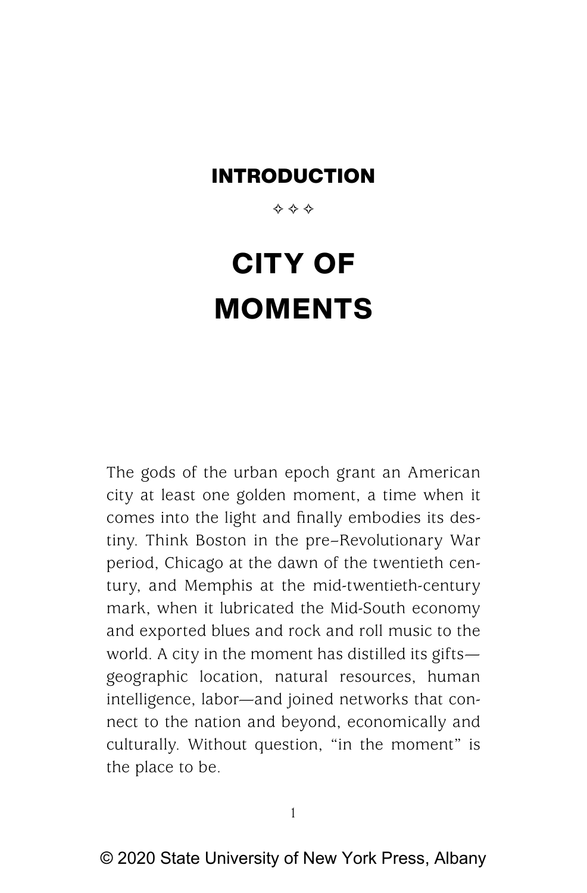# INTRODUCTION

✧ ✧ ✧

# CITY OF MOMENTS

The gods of the urban epoch grant an American city at least one golden moment, a time when it comes into the light and finally embodies its destiny. Think Boston in the pre–Revolutionary War period, Chicago at the dawn of the twentieth century, and Memphis at the mid-twentieth-century mark, when it lubricated the Mid-South economy and exported blues and rock and roll music to the world. A city in the moment has distilled its gifts—geographic location, natural resources, human intelligence, labor—and joined networks that connect to the nation and beyond, economically and culturally. Without question, "in the moment" is the place to be.

© 2020 State University of New York Press, Albany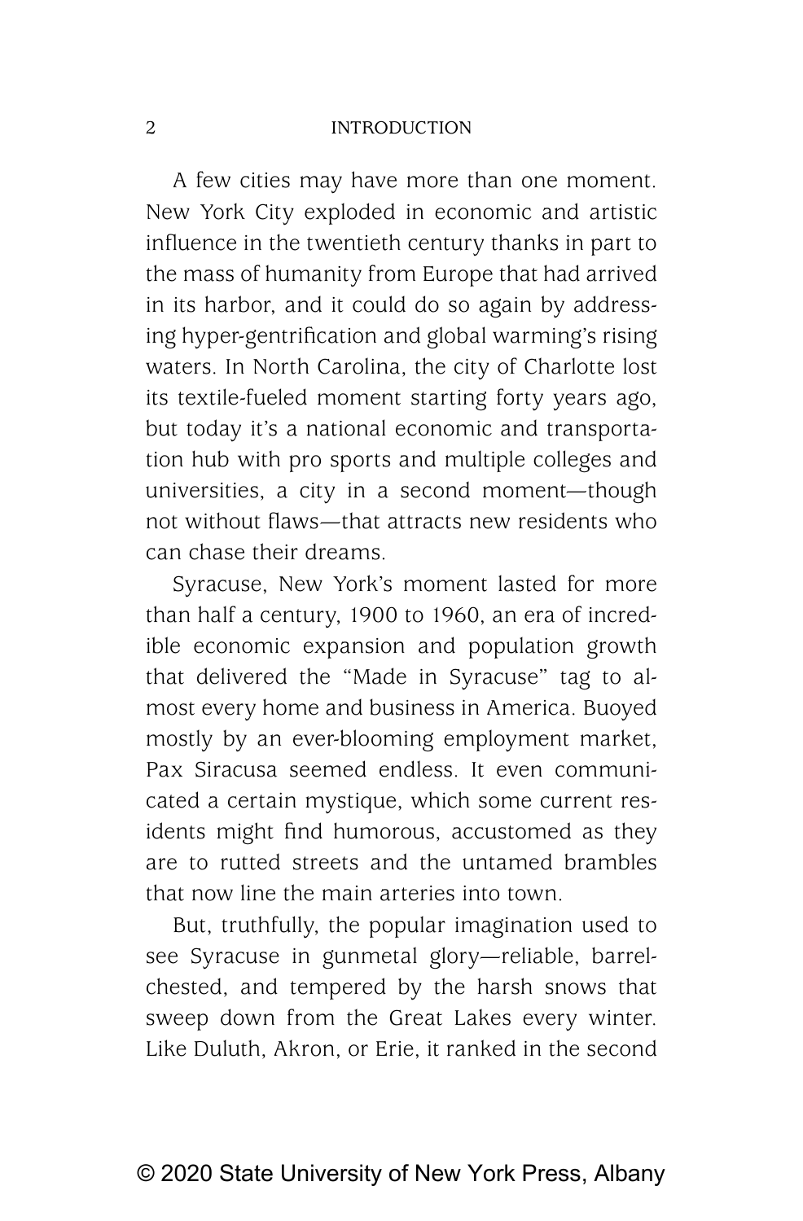A few cities may have more than one moment. New York City exploded in economic and artistic influence in the twentieth century thanks in part to the mass of humanity from Europe that had arrived in its harbor, and it could do so again by addressing hyper-gentrification and global warming's rising waters. In North Carolina, the city of Charlotte lost its textile-fueled moment starting forty years ago, but today it's a national economic and transportation hub with pro sports and multiple colleges and universities, a city in a second moment—though not without flaws—that attracts new residents who can chase their dreams.

Syracuse, New York's moment lasted for more than half a century, 1900 to 1960, an era of incredible economic expansion and population growth that delivered the "Made in Syracuse" tag to almost every home and business in America. Buoyed mostly by an ever-blooming employment market, Pax Siracusa seemed endless. It even communicated a certain mystique, which some current residents might find humorous, accustomed as they are to rutted streets and the untamed brambles that now line the main arteries into town.

But, truthfully, the popular imagination used to see Syracuse in gunmetal glory—reliable, barrel-chested, and tempered by the harsh snows that sweep down from the Great Lakes every winter. Like Duluth, Akron, or Erie, it ranked in the second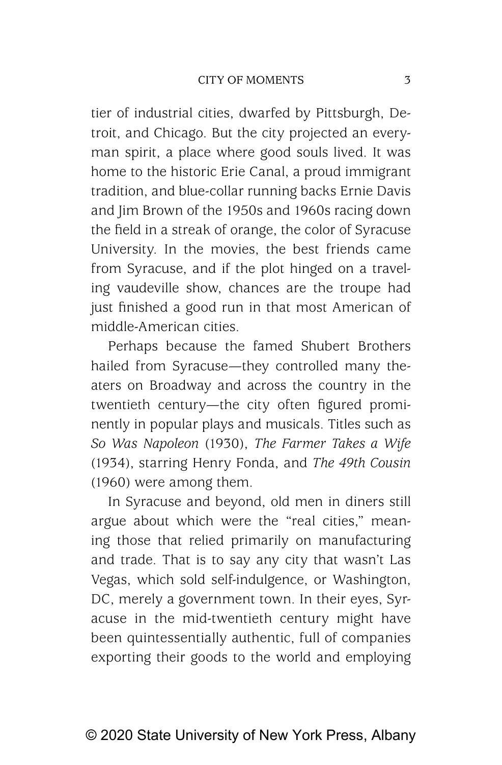tier of industrial cities, dwarfed by Pittsburgh, Detroit, and Chicago. But the city projected an everyman spirit, a place where good souls lived. It was home to the historic Erie Canal, a proud immigrant tradition, and blue-collar running backs Ernie Davis and Jim Brown of the 1950s and 1960s racing down the field in a streak of orange, the color of Syracuse University. In the movies, the best friends came from Syracuse, and if the plot hinged on a traveling vaudeville show, chances are the troupe had just finished a good run in that most American of middle-American cities.

Perhaps because the famed Shubert Brothers hailed from Syracuse—they controlled many theaters on Broadway and across the country in the twentieth century—the city often figured prominently in popular plays and musicals. Titles such as *So Was Napoleon* (1930), *The Farmer Takes a Wife* (1934), starring Henry Fonda, and *The 49th Cousin* (1960) were among them.

In Syracuse and beyond, old men in diners still argue about which were the "real cities," meaning those that relied primarily on manufacturing and trade. That is to say any city that wasn't Las Vegas, which sold self-indulgence, or Washington, DC, merely a government town. In their eyes, Syracuse in the mid-twentieth century might have been quintessentially authentic, full of companies exporting their goods to the world and employing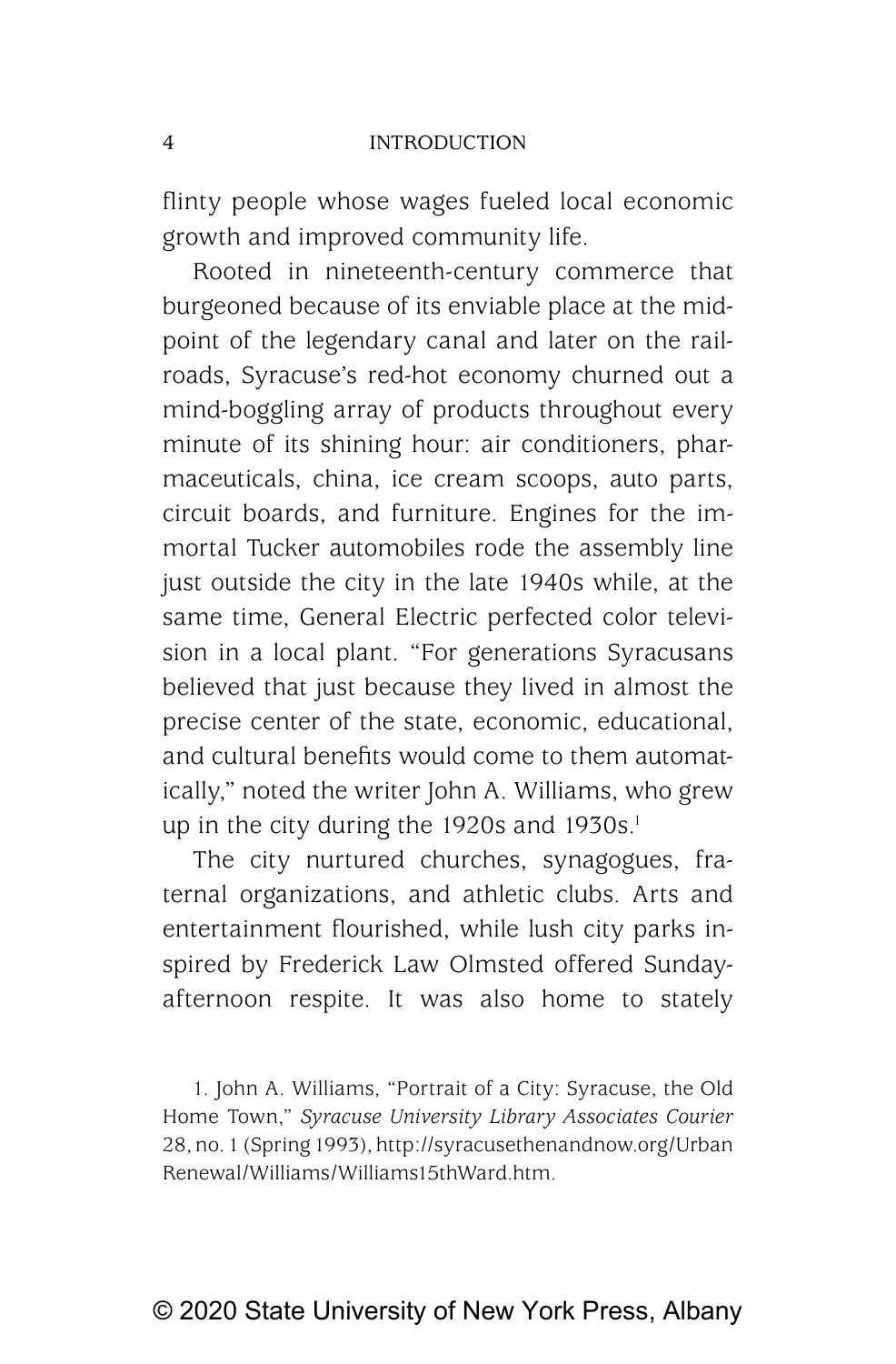flinty people whose wages fueled local economic growth and improved community life.

Rooted in nineteenth-century commerce that burgeoned because of its enviable place at the midpoint of the legendary canal and later on the railroads, Syracuse's red-hot economy churned out a mind-boggling array of products throughout every minute of its shining hour: air conditioners, pharmaceuticals, china, ice cream scoops, auto parts, circuit boards, and furniture. Engines for the immortal Tucker automobiles rode the assembly line just outside the city in the late 1940s while, at the same time, General Electric perfected color television in a local plant. "For generations Syracusans believed that just because they lived in almost the precise center of the state, economic, educational, and cultural benefits would come to them automatically," noted the writer John A. Williams, who grew up in the city during the 1920s and 1930s.[1]

The city nurtured churches, synagogues, fraternal organizations, and athletic clubs. Arts and entertainment flourished, while lush city parks inspired by Frederick Law Olmsted offered Sunday-afternoon respite. It was also home to stately

1. John A. Williams, "Portrait of a City: Syracuse, the Old Home Town," *Syracuse University Library Associates Courier* 28, no. 1 (Spring 1993), http://syracusethenandnow.org/UrbanRenewal/Williams/Williams15thWard.htm.

© 2020 State University of New York Press, Albany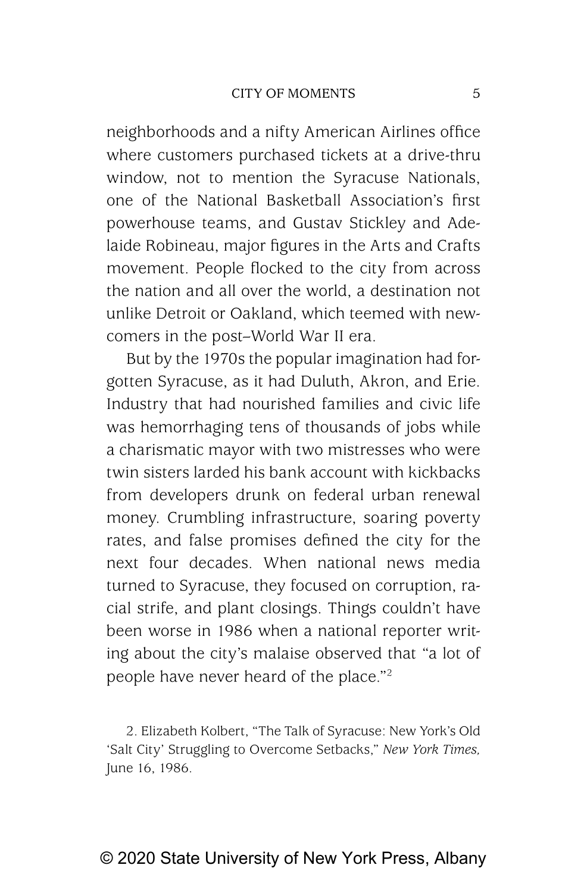neighborhoods and a nifty American Airlines office where customers purchased tickets at a drive-thru window, not to mention the Syracuse Nationals, one of the National Basketball Association's first powerhouse teams, and Gustav Stickley and Adelaide Robineau, major figures in the Arts and Crafts movement. People flocked to the city from across the nation and all over the world, a destination not unlike Detroit or Oakland, which teemed with newcomers in the post–World War II era.

But by the 1970s the popular imagination had forgotten Syracuse, as it had Duluth, Akron, and Erie. Industry that had nourished families and civic life was hemorrhaging tens of thousands of jobs while a charismatic mayor with two mistresses who were twin sisters larded his bank account with kickbacks from developers drunk on federal urban renewal money. Crumbling infrastructure, soaring poverty rates, and false promises defined the city for the next four decades. When national news media turned to Syracuse, they focused on corruption, racial strife, and plant closings. Things couldn't have been worse in 1986 when a national reporter writing about the city's malaise observed that "a lot of people have never heard of the place."[2]

2. Elizabeth Kolbert, "The Talk of Syracuse: New York's Old 'Salt City' Struggling to Overcome Setbacks," *New York Times*, June 16, 1986.

© 2020 State University of New York Press, Albany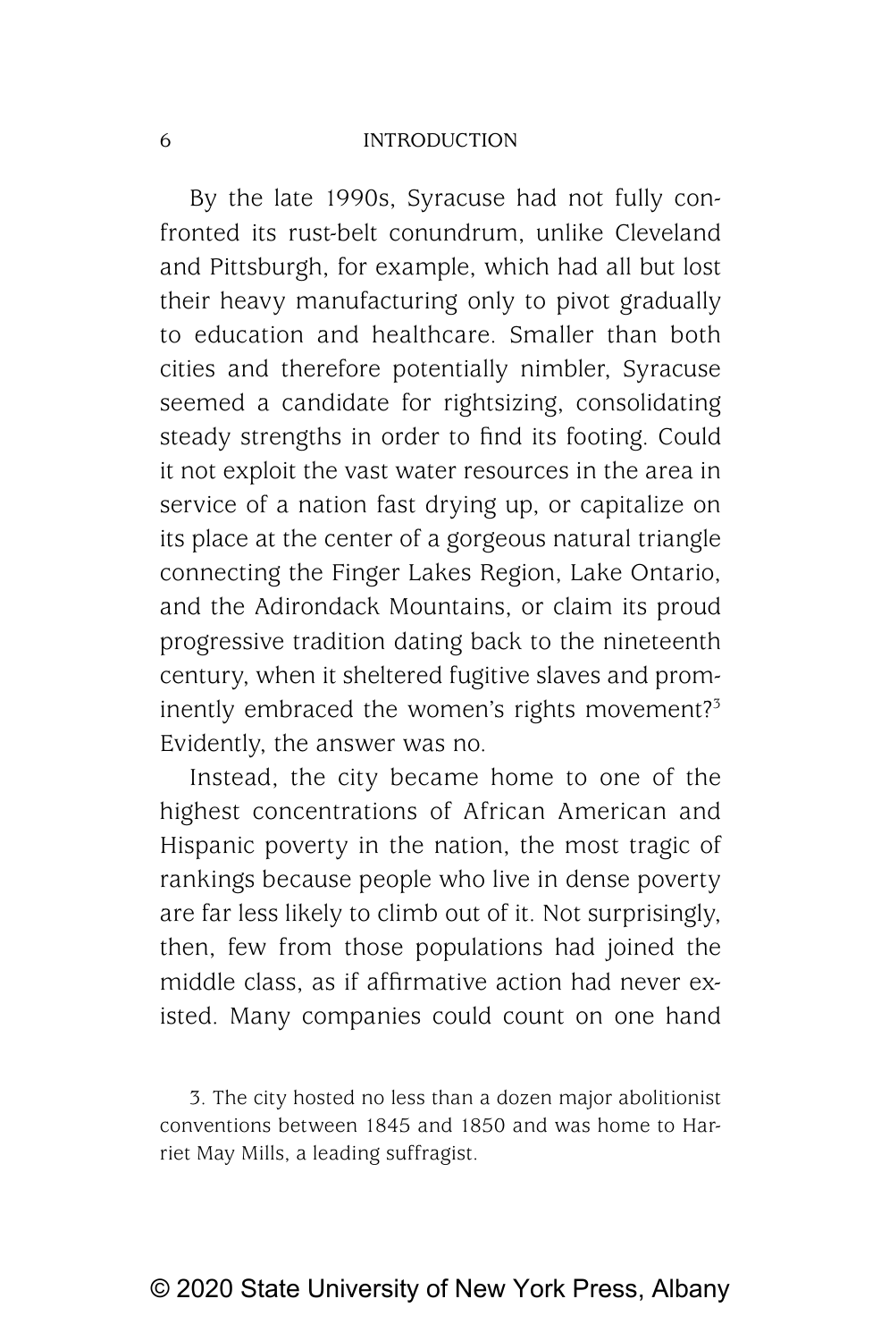By the late 1990s, Syracuse had not fully confronted its rust-belt conundrum, unlike Cleveland and Pittsburgh, for example, which had all but lost their heavy manufacturing only to pivot gradually to education and healthcare. Smaller than both cities and therefore potentially nimbler, Syracuse seemed a candidate for rightsizing, consolidating steady strengths in order to find its footing. Could it not exploit the vast water resources in the area in service of a nation fast drying up, or capitalize on its place at the center of a gorgeous natural triangle connecting the Finger Lakes Region, Lake Ontario, and the Adirondack Mountains, or claim its proud progressive tradition dating back to the nineteenth century, when it sheltered fugitive slaves and prominently embraced the women's rights movement?[3] Evidently, the answer was no.

Instead, the city became home to one of the highest concentrations of African American and Hispanic poverty in the nation, the most tragic of rankings because people who live in dense poverty are far less likely to climb out of it. Not surprisingly, then, few from those populations had joined the middle class, as if affirmative action had never existed. Many companies could count on one hand

3. The city hosted no less than a dozen major abolitionist conventions between 1845 and 1850 and was home to Harriet May Mills, a leading suffragist.

© 2020 State University of New York Press, Albany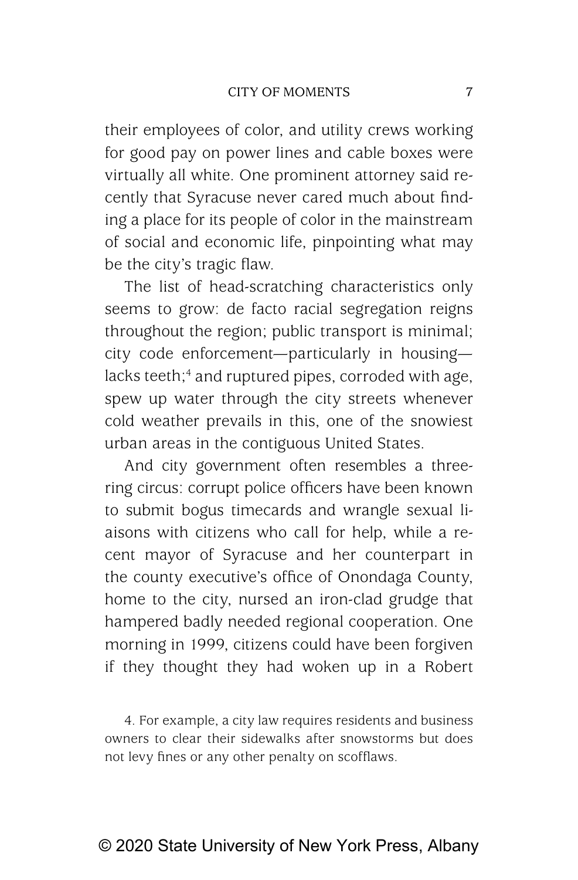their employees of color, and utility crews working for good pay on power lines and cable boxes were virtually all white. One prominent attorney said recently that Syracuse never cared much about finding a place for its people of color in the mainstream of social and economic life, pinpointing what may be the city's tragic flaw.

The list of head-scratching characteristics only seems to grow: de facto racial segregation reigns throughout the region; public transport is minimal; city code enforcement—particularly in housing—lacks teeth;[4] and ruptured pipes, corroded with age, spew up water through the city streets whenever cold weather prevails in this, one of the snowiest urban areas in the contiguous United States.

And city government often resembles a three-ring circus: corrupt police officers have been known to submit bogus timecards and wrangle sexual liaisons with citizens who call for help, while a recent mayor of Syracuse and her counterpart in the county executive's office of Onondaga County, home to the city, nursed an iron-clad grudge that hampered badly needed regional cooperation. One morning in 1999, citizens could have been forgiven if they thought they had woken up in a Robert

4. For example, a city law requires residents and business owners to clear their sidewalks after snowstorms but does not levy fines or any other penalty on scofflaws.

© 2020 State University of New York Press, Albany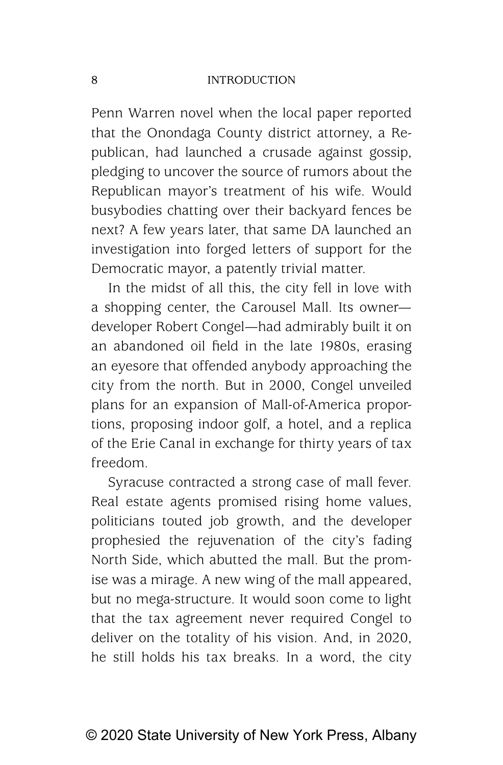Penn Warren novel when the local paper reported that the Onondaga County district attorney, a Republican, had launched a crusade against gossip, pledging to uncover the source of rumors about the Republican mayor's treatment of his wife. Would busybodies chatting over their backyard fences be next? A few years later, that same DA launched an investigation into forged letters of support for the Democratic mayor, a patently trivial matter.

In the midst of all this, the city fell in love with a shopping center, the Carousel Mall. Its owner—developer Robert Congel—had admirably built it on an abandoned oil field in the late 1980s, erasing an eyesore that offended anybody approaching the city from the north. But in 2000, Congel unveiled plans for an expansion of Mall-of-America proportions, proposing indoor golf, a hotel, and a replica of the Erie Canal in exchange for thirty years of tax freedom.

Syracuse contracted a strong case of mall fever. Real estate agents promised rising home values, politicians touted job growth, and the developer prophesied the rejuvenation of the city's fading North Side, which abutted the mall. But the promise was a mirage. A new wing of the mall appeared, but no mega-structure. It would soon come to light that the tax agreement never required Congel to deliver on the totality of his vision. And, in 2020, he still holds his tax breaks. In a word, the city

© 2020 State University of New York Press, Albany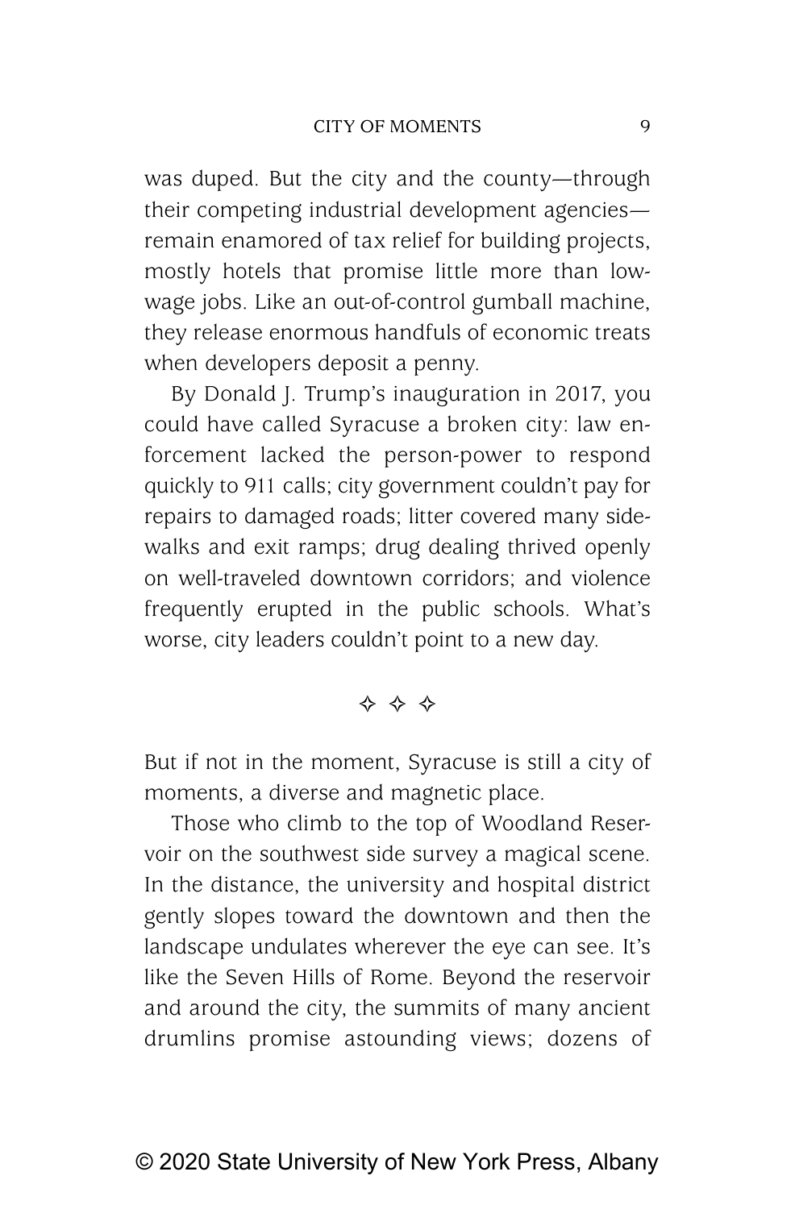was duped. But the city and the county—through their competing industrial development agencies—remain enamored of tax relief for building projects, mostly hotels that promise little more than low-wage jobs. Like an out-of-control gumball machine, they release enormous handfuls of economic treats when developers deposit a penny.

By Donald J. Trump's inauguration in 2017, you could have called Syracuse a broken city: law enforcement lacked the person-power to respond quickly to 911 calls; city government couldn't pay for repairs to damaged roads; litter covered many sidewalks and exit ramps; drug dealing thrived openly on well-traveled downtown corridors; and violence frequently erupted in the public schools. What's worse, city leaders couldn't point to a new day.

✧ ✧ ✧

But if not in the moment, Syracuse is still a city of moments, a diverse and magnetic place.

Those who climb to the top of Woodland Reservoir on the southwest side survey a magical scene. In the distance, the university and hospital district gently slopes toward the downtown and then the landscape undulates wherever the eye can see. It's like the Seven Hills of Rome. Beyond the reservoir and around the city, the summits of many ancient drumlins promise astounding views; dozens of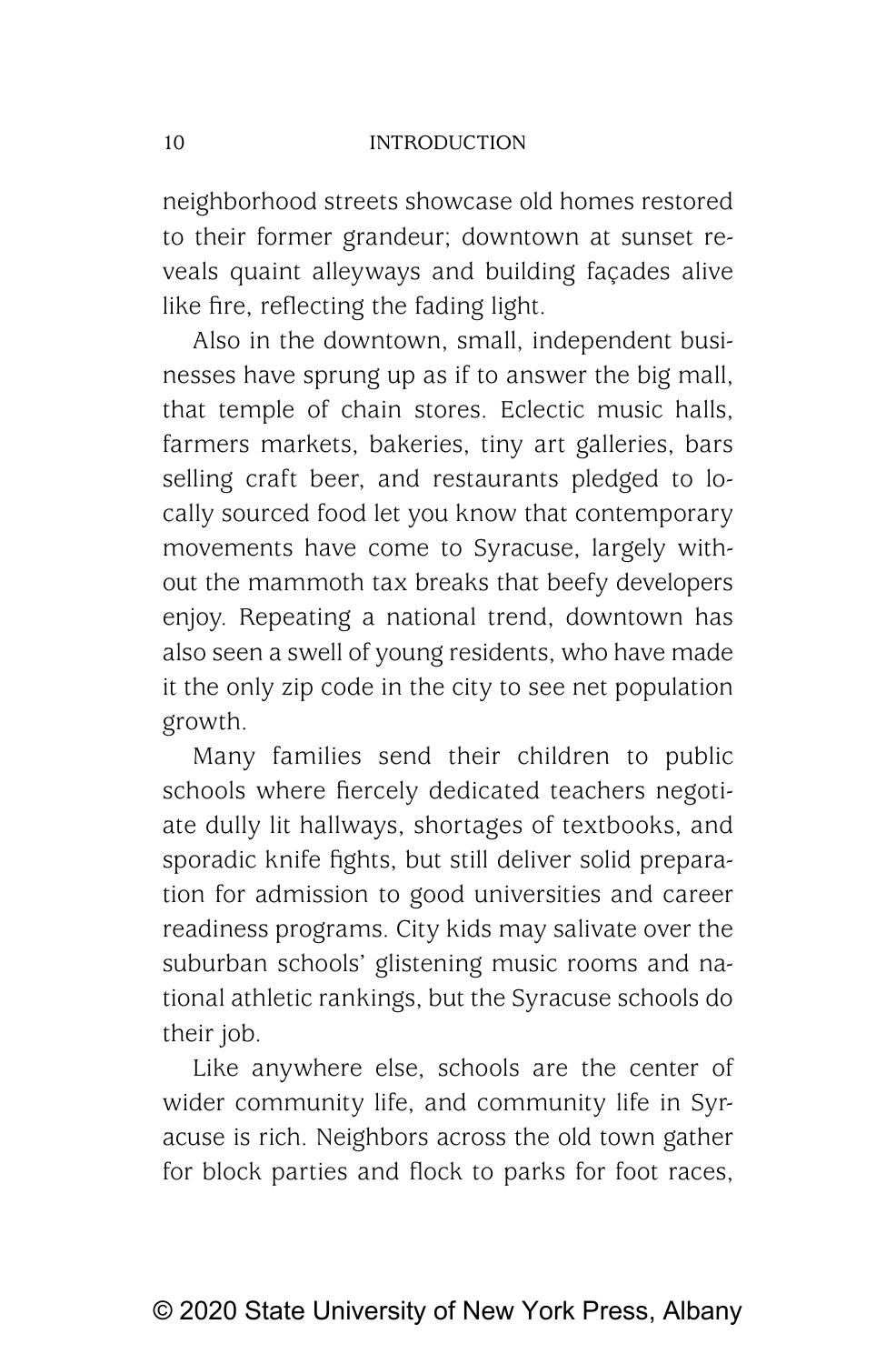neighborhood streets showcase old homes restored to their former grandeur; downtown at sunset reveals quaint alleyways and building façades alive like fire, reflecting the fading light.

Also in the downtown, small, independent businesses have sprung up as if to answer the big mall, that temple of chain stores. Eclectic music halls, farmers markets, bakeries, tiny art galleries, bars selling craft beer, and restaurants pledged to locally sourced food let you know that contemporary movements have come to Syracuse, largely without the mammoth tax breaks that beefy developers enjoy. Repeating a national trend, downtown has also seen a swell of young residents, who have made it the only zip code in the city to see net population growth.

Many families send their children to public schools where fiercely dedicated teachers negotiate dully lit hallways, shortages of textbooks, and sporadic knife fights, but still deliver solid preparation for admission to good universities and career readiness programs. City kids may salivate over the suburban schools' glistening music rooms and national athletic rankings, but the Syracuse schools do their job.

Like anywhere else, schools are the center of wider community life, and community life in Syracuse is rich. Neighbors across the old town gather for block parties and flock to parks for foot races,

© 2020 State University of New York Press, Albany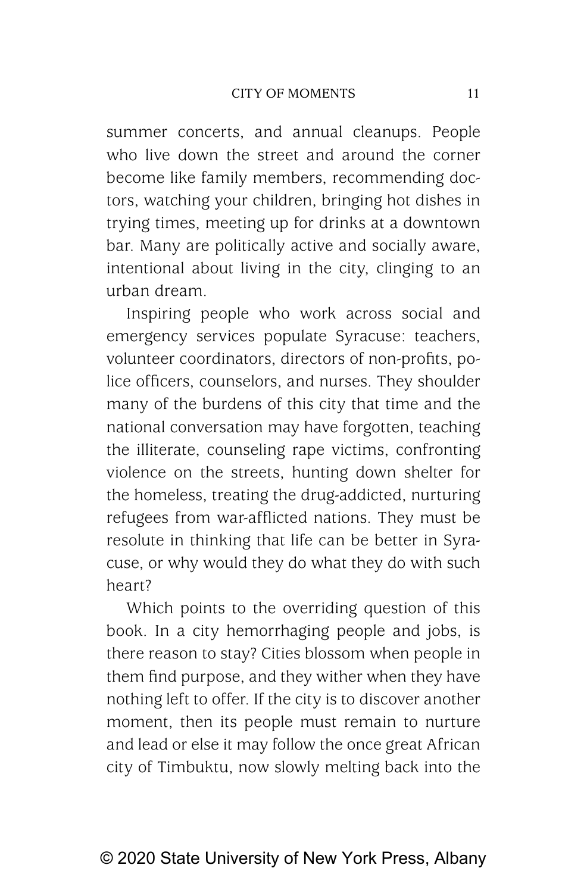summer concerts, and annual cleanups. People who live down the street and around the corner become like family members, recommending doctors, watching your children, bringing hot dishes in trying times, meeting up for drinks at a downtown bar. Many are politically active and socially aware, intentional about living in the city, clinging to an urban dream.

Inspiring people who work across social and emergency services populate Syracuse: teachers, volunteer coordinators, directors of non-profits, police officers, counselors, and nurses. They shoulder many of the burdens of this city that time and the national conversation may have forgotten, teaching the illiterate, counseling rape victims, confronting violence on the streets, hunting down shelter for the homeless, treating the drug-addicted, nurturing refugees from war-afflicted nations. They must be resolute in thinking that life can be better in Syracuse, or why would they do what they do with such heart?

Which points to the overriding question of this book. In a city hemorrhaging people and jobs, is there reason to stay? Cities blossom when people in them find purpose, and they wither when they have nothing left to offer. If the city is to discover another moment, then its people must remain to nurture and lead or else it may follow the once great African city of Timbuktu, now slowly melting back into the

© 2020 State University of New York Press, Albany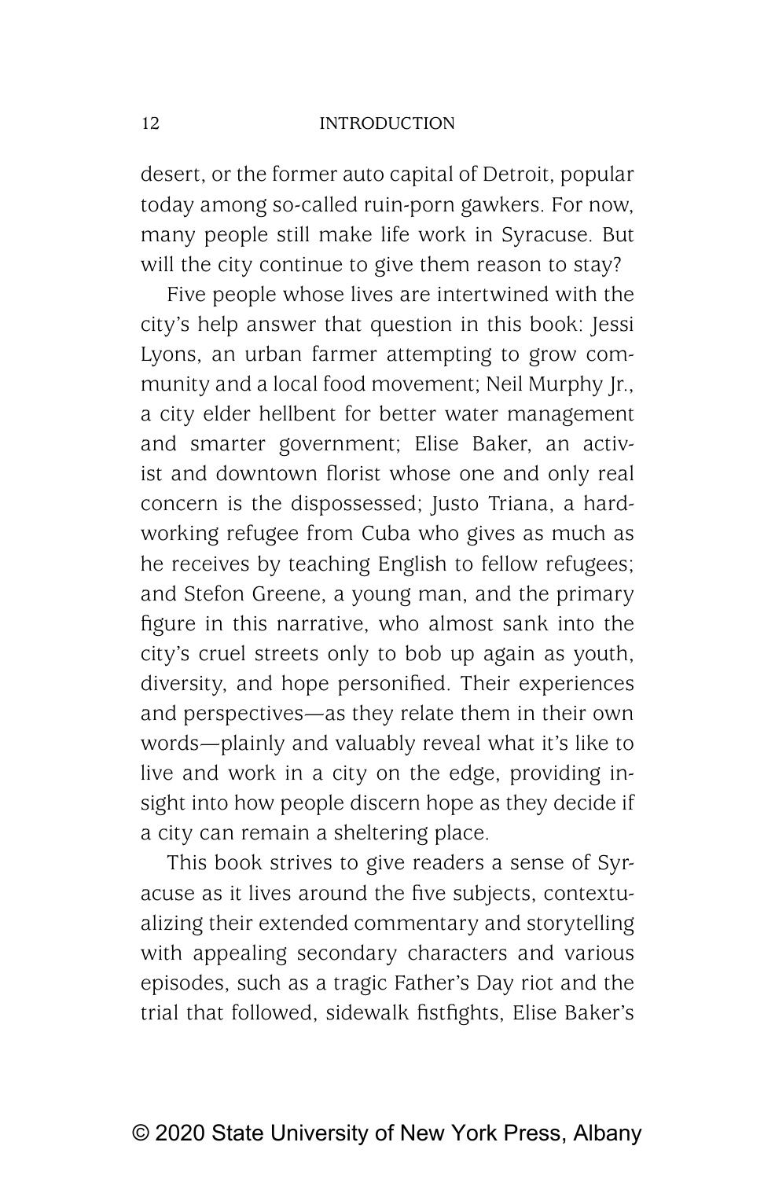desert, or the former auto capital of Detroit, popular today among so-called ruin-porn gawkers. For now, many people still make life work in Syracuse. But will the city continue to give them reason to stay?

Five people whose lives are intertwined with the city's help answer that question in this book: Jessi Lyons, an urban farmer attempting to grow community and a local food movement; Neil Murphy Jr., a city elder hellbent for better water management and smarter government; Elise Baker, an activist and downtown florist whose one and only real concern is the dispossessed; Justo Triana, a hardworking refugee from Cuba who gives as much as he receives by teaching English to fellow refugees; and Stefon Greene, a young man, and the primary figure in this narrative, who almost sank into the city's cruel streets only to bob up again as youth, diversity, and hope personified. Their experiences and perspectives—as they relate them in their own words—plainly and valuably reveal what it's like to live and work in a city on the edge, providing insight into how people discern hope as they decide if a city can remain a sheltering place.

This book strives to give readers a sense of Syracuse as it lives around the five subjects, contextualizing their extended commentary and storytelling with appealing secondary characters and various episodes, such as a tragic Father's Day riot and the trial that followed, sidewalk fistfights, Elise Baker's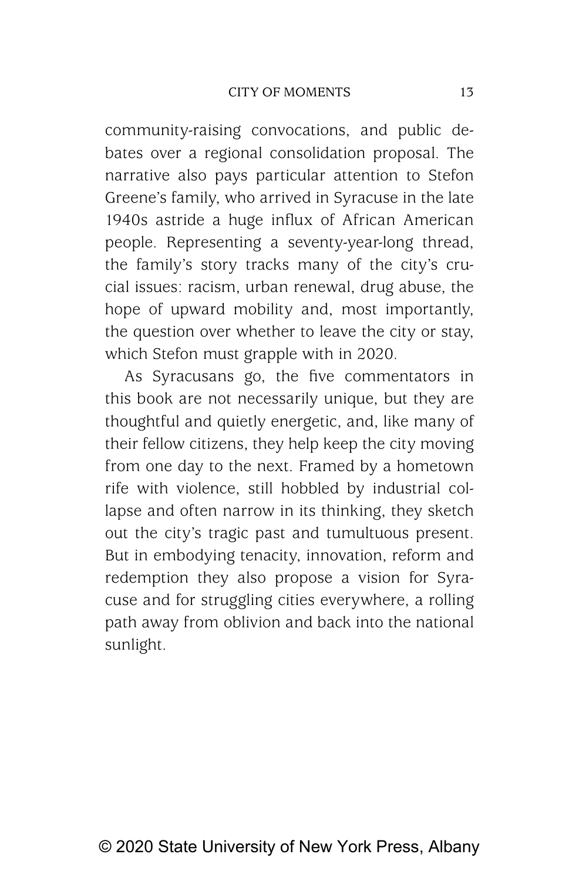community-raising convocations, and public debates over a regional consolidation proposal. The narrative also pays particular attention to Stefon Greene's family, who arrived in Syracuse in the late 1940s astride a huge influx of African American people. Representing a seventy-year-long thread, the family's story tracks many of the city's crucial issues: racism, urban renewal, drug abuse, the hope of upward mobility and, most importantly, the question over whether to leave the city or stay, which Stefon must grapple with in 2020.

As Syracusans go, the five commentators in this book are not necessarily unique, but they are thoughtful and quietly energetic, and, like many of their fellow citizens, they help keep the city moving from one day to the next. Framed by a hometown rife with violence, still hobbled by industrial collapse and often narrow in its thinking, they sketch out the city's tragic past and tumultuous present. But in embodying tenacity, innovation, reform and redemption they also propose a vision for Syracuse and for struggling cities everywhere, a rolling path away from oblivion and back into the national sunlight.

© 2020 State University of New York Press, Albany